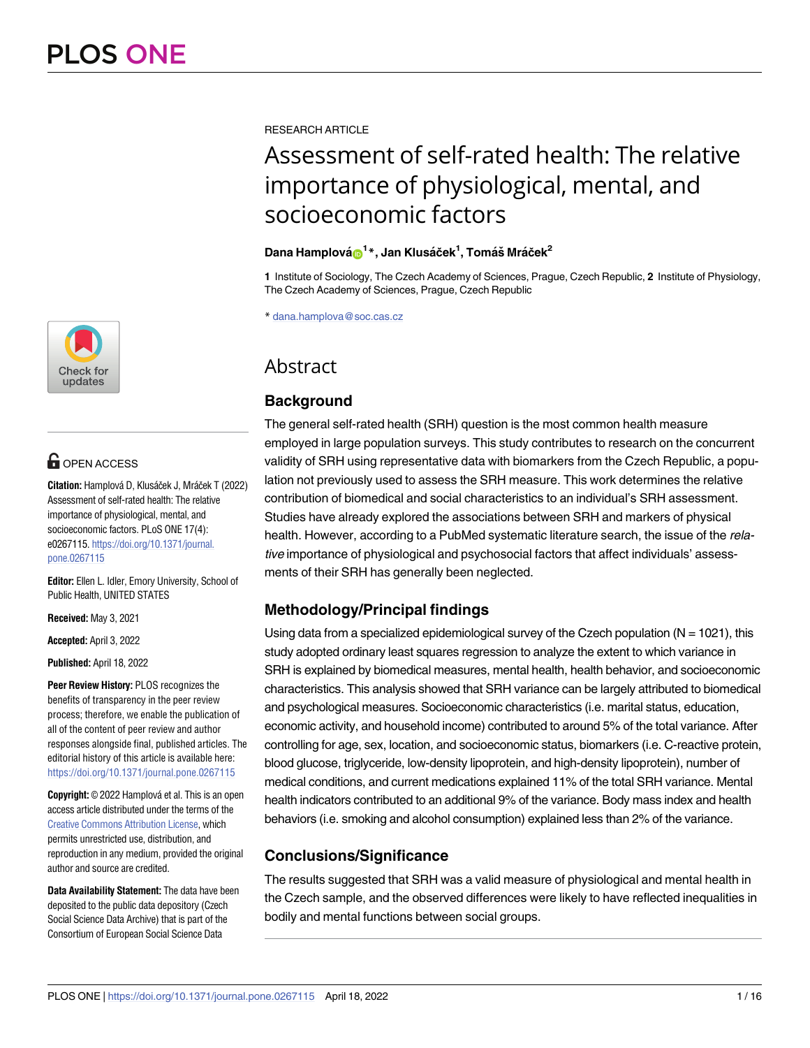RESEARCH ARTICLE

# Assessment of self-rated health: The relative importance of physiological, mental, and socioeconomic factors

**Dana Hamplová**[1]*, **Jan Klusáček**[1], **Tomáš Mráček**[2]

**1** Institute of Sociology, The Czech Academy of Sciences, Prague, Czech Republic, **2** Institute of Physiology, The Czech Academy of Sciences, Prague, Czech Republic

* dana.hamplova@soc.cas.cz

OPEN ACCESS

**Citation:** Hamplová D, Klusáček J, Mráček T (2022) Assessment of self-rated health: The relative importance of physiological, mental, and socioeconomic factors. PLoS ONE 17(4): e0267115. https://doi.org/10.1371/journal.pone.0267115

**Editor:** Ellen L. Idler, Emory University, School of Public Health, UNITED STATES

**Received:** May 3, 2021

**Accepted:** April 3, 2022

**Published:** April 18, 2022

**Peer Review History:** PLOS recognizes the benefits of transparency in the peer review process; therefore, we enable the publication of all of the content of peer review and author responses alongside final, published articles. The editorial history of this article is available here: https://doi.org/10.1371/journal.pone.0267115

**Copyright:** © 2022 Hamplová et al. This is an open access article distributed under the terms of the Creative Commons Attribution License, which permits unrestricted use, distribution, and reproduction in any medium, provided the original author and source are credited.

**Data Availability Statement:** The data have been deposited to the public data depository (Czech Social Science Data Archive) that is part of the Consortium of European Social Science Data

## Abstract

### Background

The general self-rated health (SRH) question is the most common health measure employed in large population surveys. This study contributes to research on the concurrent validity of SRH using representative data with biomarkers from the Czech Republic, a population not previously used to assess the SRH measure. This work determines the relative contribution of biomedical and social characteristics to an individual's SRH assessment. Studies have already explored the associations between SRH and markers of physical health. However, according to a PubMed systematic literature search, the issue of the *relative* importance of physiological and psychosocial factors that affect individuals' assessments of their SRH has generally been neglected.

### Methodology/Principal findings

Using data from a specialized epidemiological survey of the Czech population (N = 1021), this study adopted ordinary least squares regression to analyze the extent to which variance in SRH is explained by biomedical measures, mental health, health behavior, and socioeconomic characteristics. This analysis showed that SRH variance can be largely attributed to biomedical and psychological measures. Socioeconomic characteristics (i.e. marital status, education, economic activity, and household income) contributed to around 5% of the total variance. After controlling for age, sex, location, and socioeconomic status, biomarkers (i.e. C-reactive protein, blood glucose, triglyceride, low-density lipoprotein, and high-density lipoprotein), number of medical conditions, and current medications explained 11% of the total SRH variance. Mental health indicators contributed to an additional 9% of the variance. Body mass index and health behaviors (i.e. smoking and alcohol consumption) explained less than 2% of the variance.

### Conclusions/Significance

The results suggested that SRH was a valid measure of physiological and mental health in the Czech sample, and the observed differences were likely to have reflected inequalities in bodily and mental functions between social groups.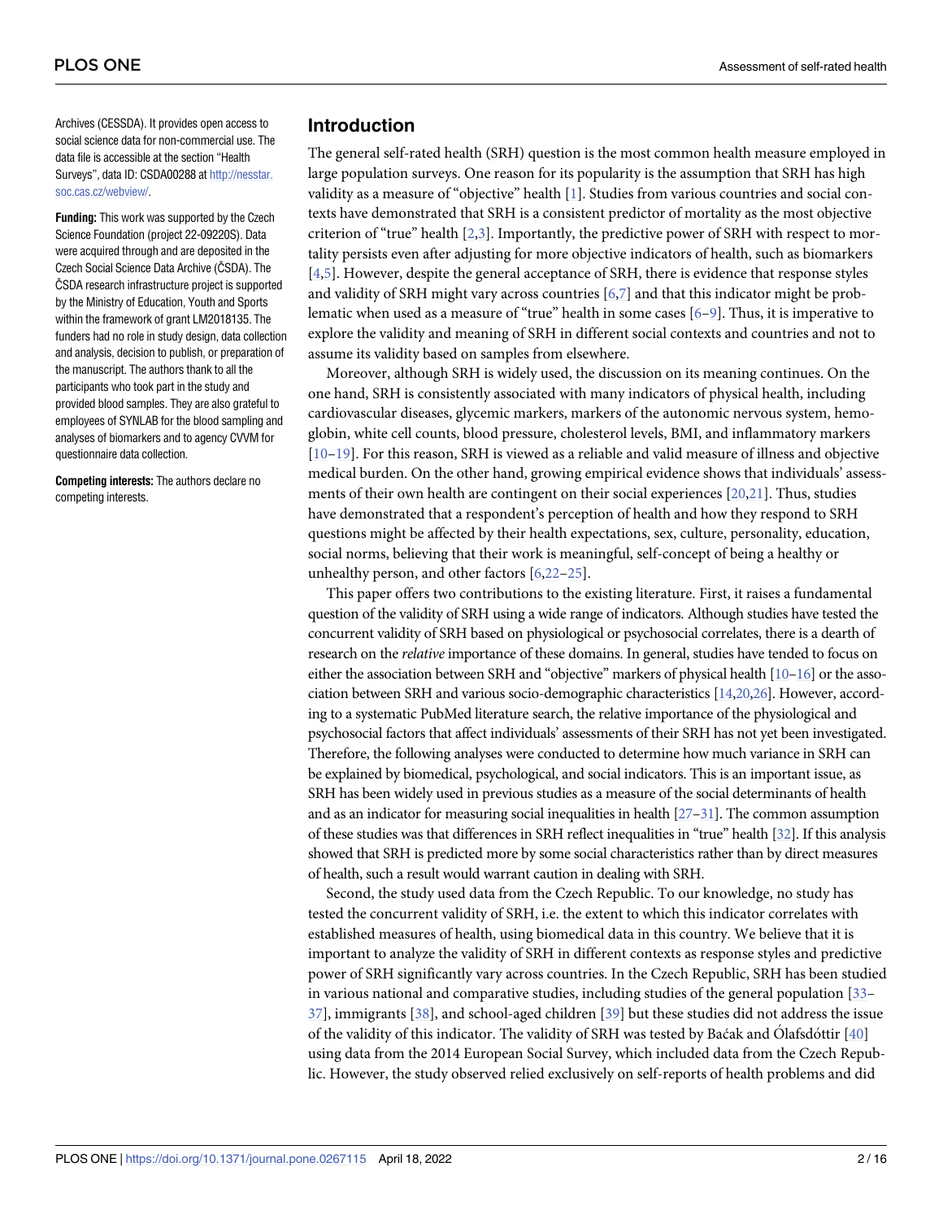Archives (CESSDA). It provides open access to social science data for non-commercial use. The data file is accessible at the section "Health Surveys", data ID: CSDA00288 at http://nesstar.soc.cas.cz/webview/.

**Funding:** This work was supported by the Czech Science Foundation (project 22-09220S). Data were acquired through and are deposited in the Czech Social Science Data Archive (ČSDA). The ČSDA research infrastructure project is supported by the Ministry of Education, Youth and Sports within the framework of grant LM2018135. The funders had no role in study design, data collection and analysis, decision to publish, or preparation of the manuscript. The authors thank to all the participants who took part in the study and provided blood samples. They are also grateful to employees of SYNLAB for the blood sampling and analyses of biomarkers and to agency CVVM for questionnaire data collection.

**Competing interests:** The authors declare no competing interests.

## Introduction

The general self-rated health (SRH) question is the most common health measure employed in large population surveys. One reason for its popularity is the assumption that SRH has high validity as a measure of "objective" health [1]. Studies from various countries and social contexts have demonstrated that SRH is a consistent predictor of mortality as the most objective criterion of "true" health [2,3]. Importantly, the predictive power of SRH with respect to mortality persists even after adjusting for more objective indicators of health, such as biomarkers [4,5]. However, despite the general acceptance of SRH, there is evidence that response styles and validity of SRH might vary across countries [6,7] and that this indicator might be problematic when used as a measure of "true" health in some cases [6–9]. Thus, it is imperative to explore the validity and meaning of SRH in different social contexts and countries and not to assume its validity based on samples from elsewhere.

Moreover, although SRH is widely used, the discussion on its meaning continues. On the one hand, SRH is consistently associated with many indicators of physical health, including cardiovascular diseases, glycemic markers, markers of the autonomic nervous system, hemoglobin, white cell counts, blood pressure, cholesterol levels, BMI, and inflammatory markers [10–19]. For this reason, SRH is viewed as a reliable and valid measure of illness and objective medical burden. On the other hand, growing empirical evidence shows that individuals' assessments of their own health are contingent on their social experiences [20,21]. Thus, studies have demonstrated that a respondent's perception of health and how they respond to SRH questions might be affected by their health expectations, sex, culture, personality, education, social norms, believing that their work is meaningful, self-concept of being a healthy or unhealthy person, and other factors [6,22–25].

This paper offers two contributions to the existing literature. First, it raises a fundamental question of the validity of SRH using a wide range of indicators. Although studies have tested the concurrent validity of SRH based on physiological or psychosocial correlates, there is a dearth of research on the *relative* importance of these domains. In general, studies have tended to focus on either the association between SRH and "objective" markers of physical health [10–16] or the association between SRH and various socio-demographic characteristics [14,20,26]. However, according to a systematic PubMed literature search, the relative importance of the physiological and psychosocial factors that affect individuals' assessments of their SRH has not yet been investigated. Therefore, the following analyses were conducted to determine how much variance in SRH can be explained by biomedical, psychological, and social indicators. This is an important issue, as SRH has been widely used in previous studies as a measure of the social determinants of health and as an indicator for measuring social inequalities in health [27–31]. The common assumption of these studies was that differences in SRH reflect inequalities in "true" health [32]. If this analysis showed that SRH is predicted more by some social characteristics rather than by direct measures of health, such a result would warrant caution in dealing with SRH.

Second, the study used data from the Czech Republic. To our knowledge, no study has tested the concurrent validity of SRH, i.e. the extent to which this indicator correlates with established measures of health, using biomedical data in this country. We believe that it is important to analyze the validity of SRH in different contexts as response styles and predictive power of SRH significantly vary across countries. In the Czech Republic, SRH has been studied in various national and comparative studies, including studies of the general population [33–37], immigrants [38], and school-aged children [39] but these studies did not address the issue of the validity of this indicator. The validity of SRH was tested by Baćak and Ólafsdóttir [40] using data from the 2014 European Social Survey, which included data from the Czech Republic. However, the study observed relied exclusively on self-reports of health problems and did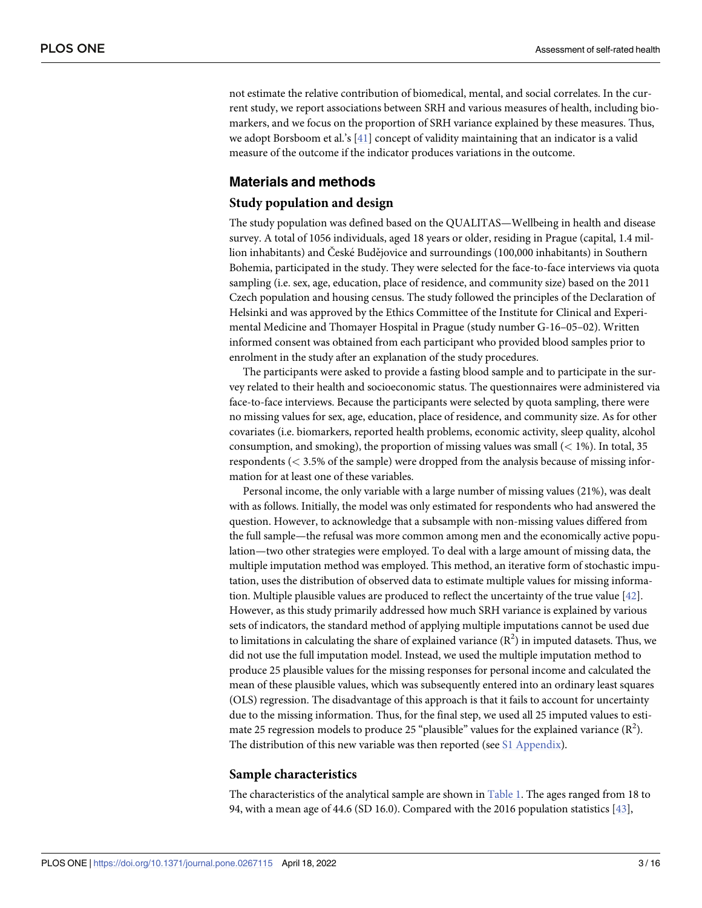not estimate the relative contribution of biomedical, mental, and social correlates. In the current study, we report associations between SRH and various measures of health, including biomarkers, and we focus on the proportion of SRH variance explained by these measures. Thus, we adopt Borsboom et al.'s [41] concept of validity maintaining that an indicator is a valid measure of the outcome if the indicator produces variations in the outcome.

## Materials and methods

### Study population and design

The study population was defined based on the QUALITAS—Wellbeing in health and disease survey. A total of 1056 individuals, aged 18 years or older, residing in Prague (capital, 1.4 million inhabitants) and České Budějovice and surroundings (100,000 inhabitants) in Southern Bohemia, participated in the study. They were selected for the face-to-face interviews via quota sampling (i.e. sex, age, education, place of residence, and community size) based on the 2011 Czech population and housing census. The study followed the principles of the Declaration of Helsinki and was approved by the Ethics Committee of the Institute for Clinical and Experimental Medicine and Thomayer Hospital in Prague (study number G-16–05–02). Written informed consent was obtained from each participant who provided blood samples prior to enrolment in the study after an explanation of the study procedures.

The participants were asked to provide a fasting blood sample and to participate in the survey related to their health and socioeconomic status. The questionnaires were administered via face-to-face interviews. Because the participants were selected by quota sampling, there were no missing values for sex, age, education, place of residence, and community size. As for other covariates (i.e. biomarkers, reported health problems, economic activity, sleep quality, alcohol consumption, and smoking), the proportion of missing values was small ($< 1\%$). In total, 35 respondents ($< 3.5\%$ of the sample) were dropped from the analysis because of missing information for at least one of these variables.

Personal income, the only variable with a large number of missing values (21%), was dealt with as follows. Initially, the model was only estimated for respondents who had answered the question. However, to acknowledge that a subsample with non-missing values differed from the full sample—the refusal was more common among men and the economically active population—two other strategies were employed. To deal with a large amount of missing data, the multiple imputation method was employed. This method, an iterative form of stochastic imputation, uses the distribution of observed data to estimate multiple values for missing information. Multiple plausible values are produced to reflect the uncertainty of the true value [42]. However, as this study primarily addressed how much SRH variance is explained by various sets of indicators, the standard method of applying multiple imputations cannot be used due to limitations in calculating the share of explained variance ($R^2$) in imputed datasets. Thus, we did not use the full imputation model. Instead, we used the multiple imputation method to produce 25 plausible values for the missing responses for personal income and calculated the mean of these plausible values, which was subsequently entered into an ordinary least squares (OLS) regression. The disadvantage of this approach is that it fails to account for uncertainty due to the missing information. Thus, for the final step, we used all 25 imputed values to estimate 25 regression models to produce 25 "plausible" values for the explained variance ($R^2$). The distribution of this new variable was then reported (see S1 Appendix).

### Sample characteristics

The characteristics of the analytical sample are shown in Table 1. The ages ranged from 18 to 94, with a mean age of 44.6 (SD 16.0). Compared with the 2016 population statistics [43],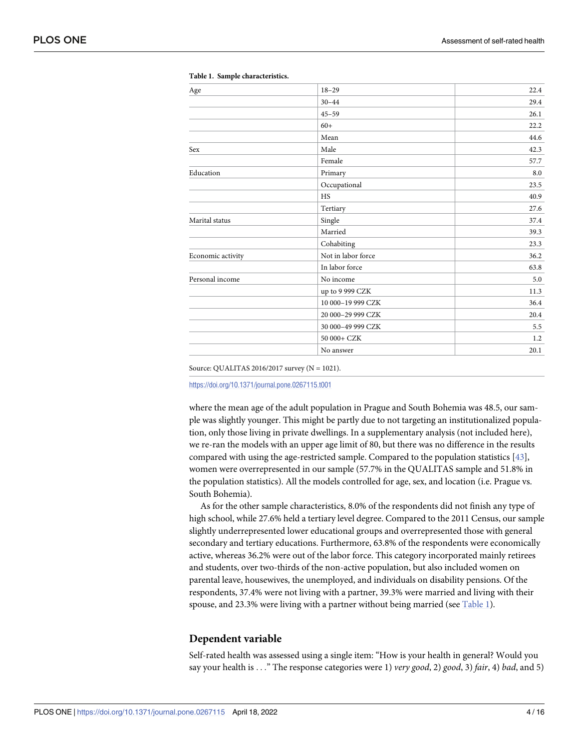**Table 1. Sample characteristics.**

| | | |
|---|---|---|
| Age | 18–29 | 22.4 |
| | 30–44 | 29.4 |
| | 45–59 | 26.1 |
| | 60+ | 22.2 |
| | Mean | 44.6 |
| Sex | Male | 42.3 |
| | Female | 57.7 |
| Education | Primary | 8.0 |
| | Occupational | 23.5 |
| | HS | 40.9 |
| | Tertiary | 27.6 |
| Marital status | Single | 37.4 |
| | Married | 39.3 |
| | Cohabiting | 23.3 |
| Economic activity | Not in labor force | 36.2 |
| | In labor force | 63.8 |
| Personal income | No income | 5.0 |
| | up to 9 999 CZK | 11.3 |
| | 10 000–19 999 CZK | 36.4 |
| | 20 000–29 999 CZK | 20.4 |
| | 30 000–49 999 CZK | 5.5 |
| | 50 000+ CZK | 1.2 |
| | No answer | 20.1 |

Source: QUALITAS 2016/2017 survey (N = 1021).

https://doi.org/10.1371/journal.pone.0267115.t001

where the mean age of the adult population in Prague and South Bohemia was 48.5, our sample was slightly younger. This might be partly due to not targeting an institutionalized population, only those living in private dwellings. In a supplementary analysis (not included here), we re-ran the models with an upper age limit of 80, but there was no difference in the results compared with using the age-restricted sample. Compared to the population statistics [43], women were overrepresented in our sample (57.7% in the QUALITAS sample and 51.8% in the population statistics). All the models controlled for age, sex, and location (i.e. Prague vs. South Bohemia).

As for the other sample characteristics, 8.0% of the respondents did not finish any type of high school, while 27.6% held a tertiary level degree. Compared to the 2011 Census, our sample slightly underrepresented lower educational groups and overrepresented those with general secondary and tertiary educations. Furthermore, 63.8% of the respondents were economically active, whereas 36.2% were out of the labor force. This category incorporated mainly retirees and students, over two-thirds of the non-active population, but also included women on parental leave, housewives, the unemployed, and individuals on disability pensions. Of the respondents, 37.4% were not living with a partner, 39.3% were married and living with their spouse, and 23.3% were living with a partner without being married (see Table 1).

## Dependent variable

Self-rated health was assessed using a single item: "How is your health in general? Would you say your health is . . ." The response categories were 1) *very good*, 2) *good*, 3) *fair*, 4) *bad*, and 5)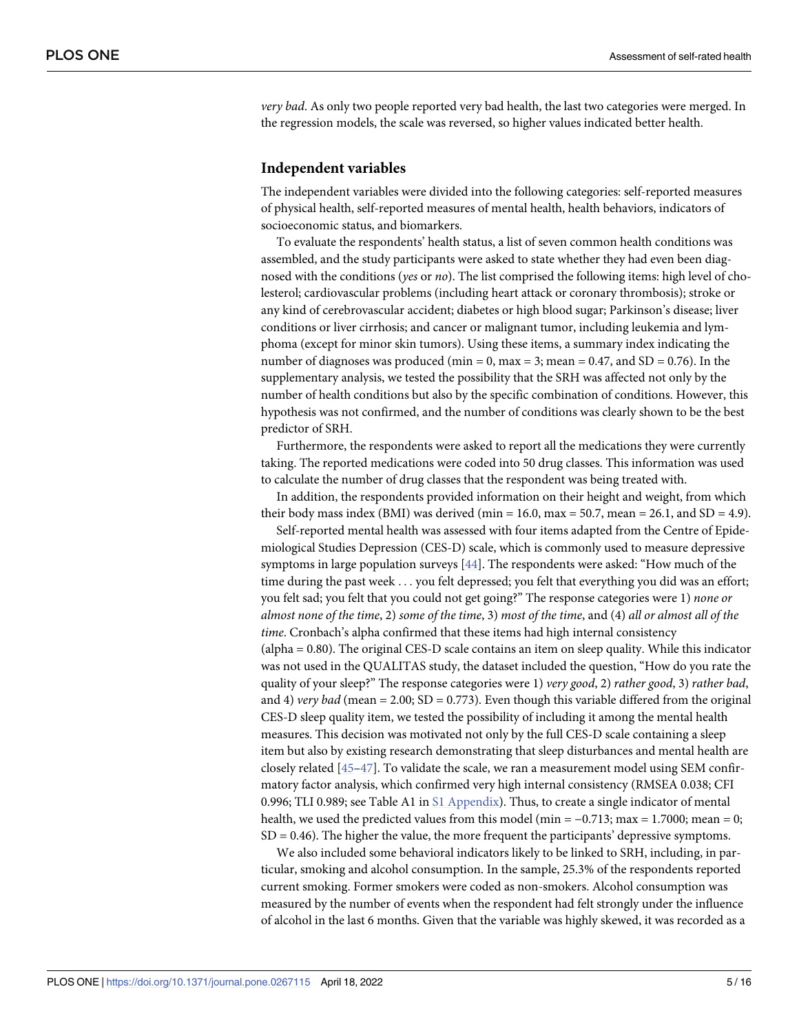*very bad*. As only two people reported very bad health, the last two categories were merged. In the regression models, the scale was reversed, so higher values indicated better health.

## Independent variables

The independent variables were divided into the following categories: self-reported measures of physical health, self-reported measures of mental health, health behaviors, indicators of socioeconomic status, and biomarkers.

To evaluate the respondents' health status, a list of seven common health conditions was assembled, and the study participants were asked to state whether they had even been diagnosed with the conditions (*yes* or *no*). The list comprised the following items: high level of cholesterol; cardiovascular problems (including heart attack or coronary thrombosis); stroke or any kind of cerebrovascular accident; diabetes or high blood sugar; Parkinson's disease; liver conditions or liver cirrhosis; and cancer or malignant tumor, including leukemia and lymphoma (except for minor skin tumors). Using these items, a summary index indicating the number of diagnoses was produced (min = 0, max = 3; mean = 0.47, and SD = 0.76). In the supplementary analysis, we tested the possibility that the SRH was affected not only by the number of health conditions but also by the specific combination of conditions. However, this hypothesis was not confirmed, and the number of conditions was clearly shown to be the best predictor of SRH.

Furthermore, the respondents were asked to report all the medications they were currently taking. The reported medications were coded into 50 drug classes. This information was used to calculate the number of drug classes that the respondent was being treated with.

In addition, the respondents provided information on their height and weight, from which their body mass index (BMI) was derived (min = 16.0, max = 50.7, mean = 26.1, and SD = 4.9).

Self-reported mental health was assessed with four items adapted from the Centre of Epidemiological Studies Depression (CES-D) scale, which is commonly used to measure depressive symptoms in large population surveys [44]. The respondents were asked: "How much of the time during the past week . . . you felt depressed; you felt that everything you did was an effort; you felt sad; you felt that you could not get going?" The response categories were 1) *none or almost none of the time*, 2) *some of the time*, 3) *most of the time*, and (4) *all or almost all of the time*. Cronbach's alpha confirmed that these items had high internal consistency (alpha = 0.80). The original CES-D scale contains an item on sleep quality. While this indicator was not used in the QUALITAS study, the dataset included the question, "How do you rate the quality of your sleep?" The response categories were 1) *very good*, 2) *rather good*, 3) *rather bad*, and 4) *very bad* (mean = 2.00; SD = 0.773). Even though this variable differed from the original CES-D sleep quality item, we tested the possibility of including it among the mental health measures. This decision was motivated not only by the full CES-D scale containing a sleep item but also by existing research demonstrating that sleep disturbances and mental health are closely related [45–47]. To validate the scale, we ran a measurement model using SEM confirmatory factor analysis, which confirmed very high internal consistency (RMSEA 0.038; CFI 0.996; TLI 0.989; see Table A1 in S1 Appendix). Thus, to create a single indicator of mental health, we used the predicted values from this model (min = −0.713; max = 1.7000; mean = 0; SD = 0.46). The higher the value, the more frequent the participants' depressive symptoms.

We also included some behavioral indicators likely to be linked to SRH, including, in particular, smoking and alcohol consumption. In the sample, 25.3% of the respondents reported current smoking. Former smokers were coded as non-smokers. Alcohol consumption was measured by the number of events when the respondent had felt strongly under the influence of alcohol in the last 6 months. Given that the variable was highly skewed, it was recorded as a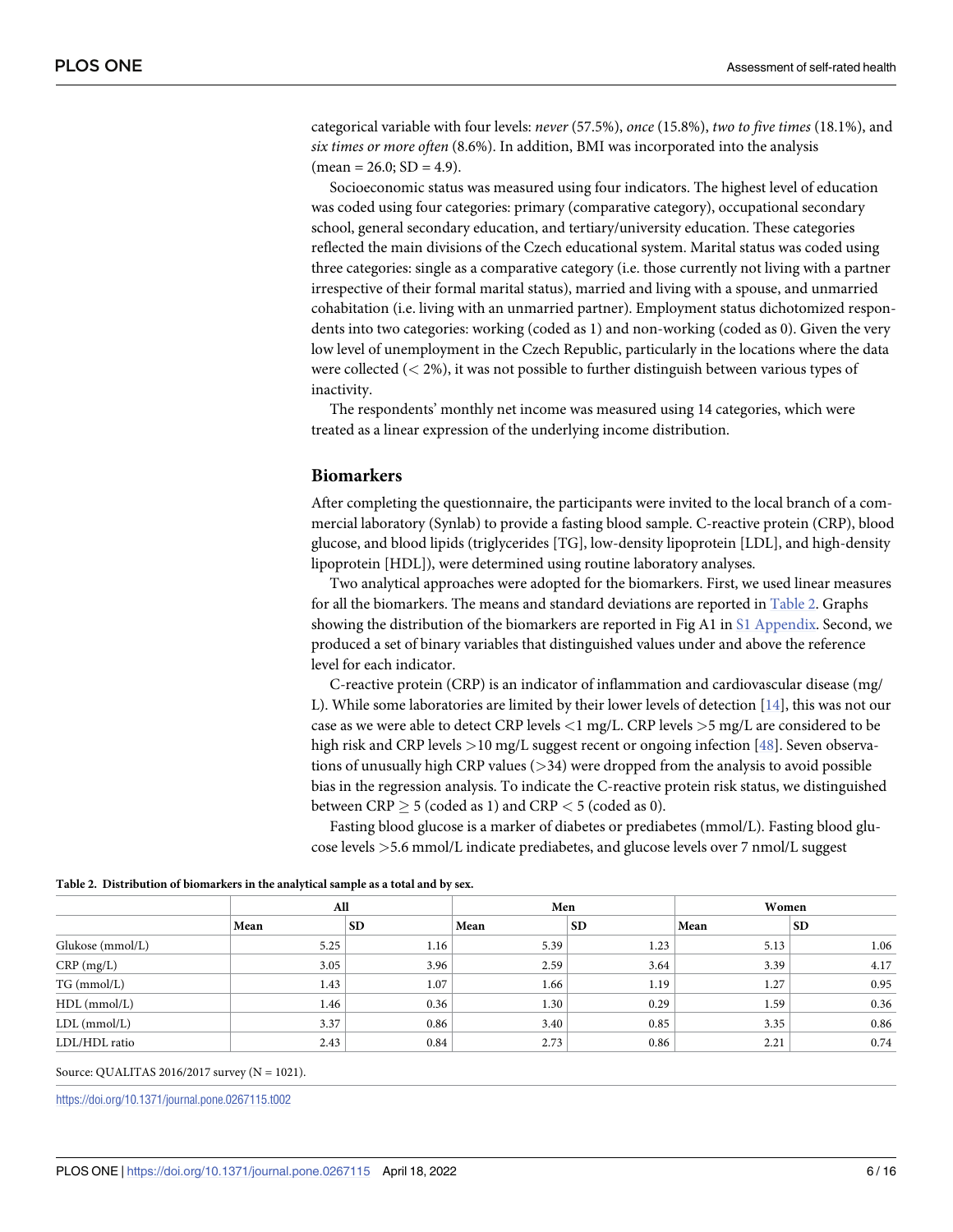categorical variable with four levels: *never* (57.5%), *once* (15.8%), *two to five times* (18.1%), and *six times or more often* (8.6%). In addition, BMI was incorporated into the analysis (mean = 26.0; SD = 4.9).

Socioeconomic status was measured using four indicators. The highest level of education was coded using four categories: primary (comparative category), occupational secondary school, general secondary education, and tertiary/university education. These categories reflected the main divisions of the Czech educational system. Marital status was coded using three categories: single as a comparative category (i.e. those currently not living with a partner irrespective of their formal marital status), married and living with a spouse, and unmarried cohabitation (i.e. living with an unmarried partner). Employment status dichotomized respondents into two categories: working (coded as 1) and non-working (coded as 0). Given the very low level of unemployment in the Czech Republic, particularly in the locations where the data were collected (< 2%), it was not possible to further distinguish between various types of inactivity.

The respondents' monthly net income was measured using 14 categories, which were treated as a linear expression of the underlying income distribution.

## Biomarkers

After completing the questionnaire, the participants were invited to the local branch of a commercial laboratory (Synlab) to provide a fasting blood sample. C-reactive protein (CRP), blood glucose, and blood lipids (triglycerides [TG], low-density lipoprotein [LDL], and high-density lipoprotein [HDL]), were determined using routine laboratory analyses.

Two analytical approaches were adopted for the biomarkers. First, we used linear measures for all the biomarkers. The means and standard deviations are reported in Table 2. Graphs showing the distribution of the biomarkers are reported in Fig A1 in S1 Appendix. Second, we produced a set of binary variables that distinguished values under and above the reference level for each indicator.

C-reactive protein (CRP) is an indicator of inflammation and cardiovascular disease (mg/L). While some laboratories are limited by their lower levels of detection [14], this was not our case as we were able to detect CRP levels <1 mg/L. CRP levels >5 mg/L are considered to be high risk and CRP levels >10 mg/L suggest recent or ongoing infection [48]. Seven observations of unusually high CRP values (>34) were dropped from the analysis to avoid possible bias in the regression analysis. To indicate the C-reactive protein risk status, we distinguished between CRP $\geq$ 5 (coded as 1) and CRP < 5 (coded as 0).

Fasting blood glucose is a marker of diabetes or prediabetes (mmol/L). Fasting blood glucose levels >5.6 mmol/L indicate prediabetes, and glucose levels over 7 nmol/L suggest

**Table 2. Distribution of biomarkers in the analytical sample as a total and by sex.**

| | All | | Men | | Women | |
|---|---|---|---|---|---|---|
| | Mean | SD | Mean | SD | Mean | SD |
| Glukose (mmol/L) | 5.25 | 1.16 | 5.39 | 1.23 | 5.13 | 1.06 |
| CRP (mg/L) | 3.05 | 3.96 | 2.59 | 3.64 | 3.39 | 4.17 |
| TG (mmol/L) | 1.43 | 1.07 | 1.66 | 1.19 | 1.27 | 0.95 |
| HDL (mmol/L) | 1.46 | 0.36 | 1.30 | 0.29 | 1.59 | 0.36 |
| LDL (mmol/L) | 3.37 | 0.86 | 3.40 | 0.85 | 3.35 | 0.86 |
| LDL/HDL ratio | 2.43 | 0.84 | 2.73 | 0.86 | 2.21 | 0.74 |

Source: QUALITAS 2016/2017 survey (N = 1021).

https://doi.org/10.1371/journal.pone.0267115.t002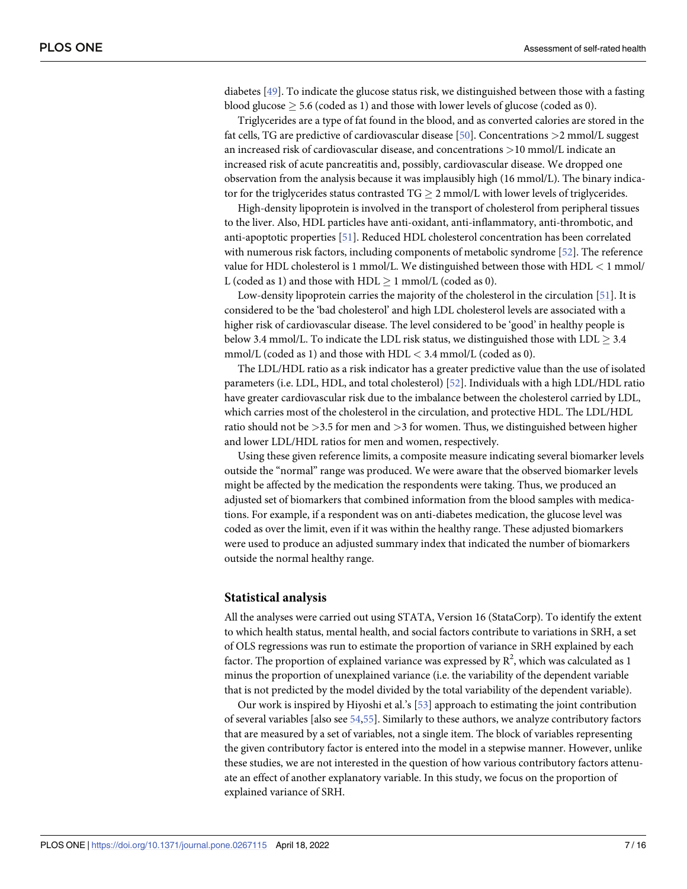diabetes [49]. To indicate the glucose status risk, we distinguished between those with a fasting blood glucose $\geq$ 5.6 (coded as 1) and those with lower levels of glucose (coded as 0).

Triglycerides are a type of fat found in the blood, and as converted calories are stored in the fat cells, TG are predictive of cardiovascular disease [50]. Concentrations >2 mmol/L suggest an increased risk of cardiovascular disease, and concentrations >10 mmol/L indicate an increased risk of acute pancreatitis and, possibly, cardiovascular disease. We dropped one observation from the analysis because it was implausibly high (16 mmol/L). The binary indicator for the triglycerides status contrasted TG $\geq$ 2 mmol/L with lower levels of triglycerides.

High-density lipoprotein is involved in the transport of cholesterol from peripheral tissues to the liver. Also, HDL particles have anti-oxidant, anti-inflammatory, anti-thrombotic, and anti-apoptotic properties [51]. Reduced HDL cholesterol concentration has been correlated with numerous risk factors, including components of metabolic syndrome [52]. The reference value for HDL cholesterol is 1 mmol/L. We distinguished between those with HDL < 1 mmol/L (coded as 1) and those with HDL $\geq$ 1 mmol/L (coded as 0).

Low-density lipoprotein carries the majority of the cholesterol in the circulation [51]. It is considered to be the 'bad cholesterol' and high LDL cholesterol levels are associated with a higher risk of cardiovascular disease. The level considered to be 'good' in healthy people is below 3.4 mmol/L. To indicate the LDL risk status, we distinguished those with LDL $\geq$ 3.4 mmol/L (coded as 1) and those with HDL < 3.4 mmol/L (coded as 0).

The LDL/HDL ratio as a risk indicator has a greater predictive value than the use of isolated parameters (i.e. LDL, HDL, and total cholesterol) [52]. Individuals with a high LDL/HDL ratio have greater cardiovascular risk due to the imbalance between the cholesterol carried by LDL, which carries most of the cholesterol in the circulation, and protective HDL. The LDL/HDL ratio should not be >3.5 for men and >3 for women. Thus, we distinguished between higher and lower LDL/HDL ratios for men and women, respectively.

Using these given reference limits, a composite measure indicating several biomarker levels outside the "normal" range was produced. We were aware that the observed biomarker levels might be affected by the medication the respondents were taking. Thus, we produced an adjusted set of biomarkers that combined information from the blood samples with medications. For example, if a respondent was on anti-diabetes medication, the glucose level was coded as over the limit, even if it was within the healthy range. These adjusted biomarkers were used to produce an adjusted summary index that indicated the number of biomarkers outside the normal healthy range.

## Statistical analysis

All the analyses were carried out using STATA, Version 16 (StataCorp). To identify the extent to which health status, mental health, and social factors contribute to variations in SRH, a set of OLS regressions was run to estimate the proportion of variance in SRH explained by each factor. The proportion of explained variance was expressed by $R^2$, which was calculated as 1 minus the proportion of unexplained variance (i.e. the variability of the dependent variable that is not predicted by the model divided by the total variability of the dependent variable).

Our work is inspired by Hiyoshi et al.'s [53] approach to estimating the joint contribution of several variables [also see 54,55]. Similarly to these authors, we analyze contributory factors that are measured by a set of variables, not a single item. The block of variables representing the given contributory factor is entered into the model in a stepwise manner. However, unlike these studies, we are not interested in the question of how various contributory factors attenuate an effect of another explanatory variable. In this study, we focus on the proportion of explained variance of SRH.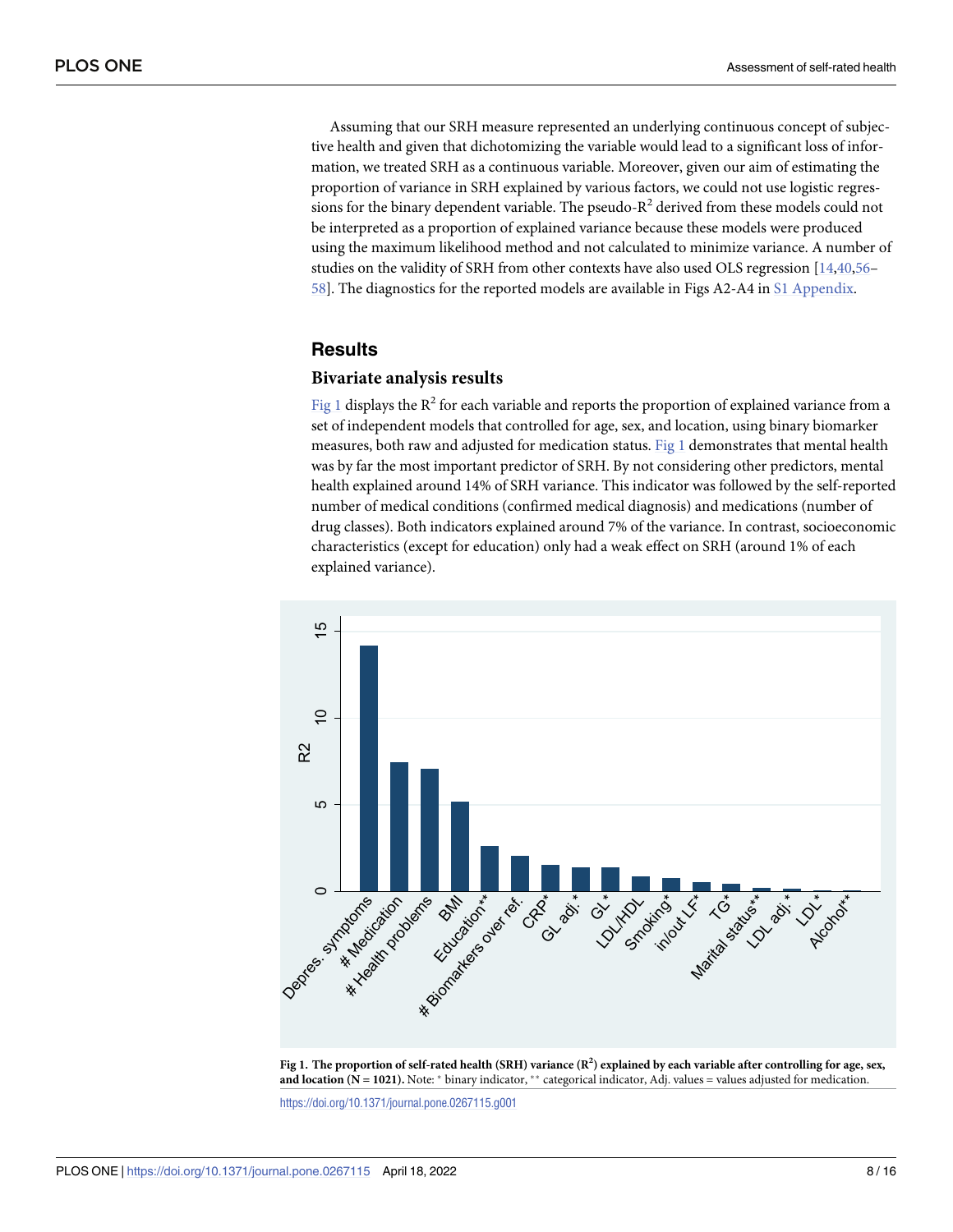Assuming that our SRH measure represented an underlying continuous concept of subjective health and given that dichotomizing the variable would lead to a significant loss of information, we treated SRH as a continuous variable. Moreover, given our aim of estimating the proportion of variance in SRH explained by various factors, we could not use logistic regressions for the binary dependent variable. The pseudo-$R^2$ derived from these models could not be interpreted as a proportion of explained variance because these models were produced using the maximum likelihood method and not calculated to minimize variance. A number of studies on the validity of SRH from other contexts have also used OLS regression [14,40,56–58]. The diagnostics for the reported models are available in Figs A2-A4 in S1 Appendix.

## Results

### Bivariate analysis results

Fig 1 displays the $R^2$ for each variable and reports the proportion of explained variance from a set of independent models that controlled for age, sex, and location, using binary biomarker measures, both raw and adjusted for medication status. Fig 1 demonstrates that mental health was by far the most important predictor of SRH. By not considering other predictors, mental health explained around 14% of SRH variance. This indicator was followed by the self-reported number of medical conditions (confirmed medical diagnosis) and medications (number of drug classes). Both indicators explained around 7% of the variance. In contrast, socioeconomic characteristics (except for education) only had a weak effect on SRH (around 1% of each explained variance).

**Fig 1. The proportion of self-rated health (SRH) variance ($R^2$) explained by each variable after controlling for age, sex, and location (N = 1021).** Note: * binary indicator, ** categorical indicator, Adj. values = values adjusted for medication.

https://doi.org/10.1371/journal.pone.0267115.g001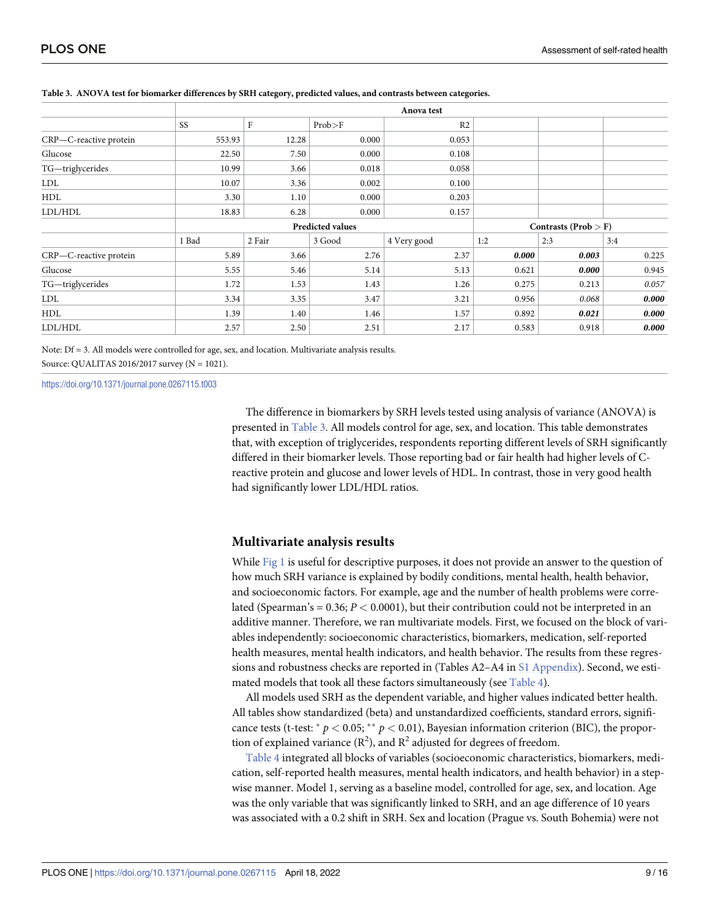**Table 3. ANOVA test for biomarker differences by SRH category, predicted values, and contrasts between categories.**

| | Anova test | | | | | | |
|---|---|---|---|---|---|---|---|
| | SS | F | Prob>F | R2 | | | |
| CRP—C-reactive protein | 553.93 | 12.28 | 0.000 | 0.053 | | | |
| Glucose | 22.50 | 7.50 | 0.000 | 0.108 | | | |
| TG—triglycerides | 10.99 | 3.66 | 0.018 | 0.058 | | | |
| LDL | 10.07 | 3.36 | 0.002 | 0.100 | | | |
| HDL | 3.30 | 1.10 | 0.000 | 0.203 | | | |
| LDL/HDL | 18.83 | 6.28 | 0.000 | 0.157 | | | |
| | **Predicted values** | | | | **Contrasts (Prob > F)** | | |
| | 1 Bad | 2 Fair | 3 Good | 4 Very good | 1:2 | 2:3 | 3:4 |
| CRP—C-reactive protein | 5.89 | 3.66 | 2.76 | 2.37 | ***0.000*** | ***0.003*** | 0.225 |
| Glucose | 5.55 | 5.46 | 5.14 | 5.13 | 0.621 | ***0.000*** | 0.945 |
| TG—triglycerides | 1.72 | 1.53 | 1.43 | 1.26 | 0.275 | 0.213 | *0.057* |
| LDL | 3.34 | 3.35 | 3.47 | 3.21 | 0.956 | *0.068* | ***0.000*** |
| HDL | 1.39 | 1.40 | 1.46 | 1.57 | 0.892 | ***0.021*** | ***0.000*** |
| LDL/HDL | 2.57 | 2.50 | 2.51 | 2.17 | 0.583 | 0.918 | ***0.000*** |

Note: Df = 3. All models were controlled for age, sex, and location. Multivariate analysis results.

Source: QUALITAS 2016/2017 survey (N = 1021).

https://doi.org/10.1371/journal.pone.0267115.t003

The difference in biomarkers by SRH levels tested using analysis of variance (ANOVA) is presented in Table 3. All models control for age, sex, and location. This table demonstrates that, with exception of triglycerides, respondents reporting different levels of SRH significantly differed in their biomarker levels. Those reporting bad or fair health had higher levels of C-reactive protein and glucose and lower levels of HDL. In contrast, those in very good health had significantly lower LDL/HDL ratios.

## Multivariate analysis results

While Fig 1 is useful for descriptive purposes, it does not provide an answer to the question of how much SRH variance is explained by bodily conditions, mental health, health behavior, and socioeconomic factors. For example, age and the number of health problems were correlated (Spearman's = 0.36; $P < 0.0001$), but their contribution could not be interpreted in an additive manner. Therefore, we ran multivariate models. First, we focused on the block of variables independently: socioeconomic characteristics, biomarkers, medication, self-reported health measures, mental health indicators, and health behavior. The results from these regressions and robustness checks are reported in (Tables A2–A4 in S1 Appendix). Second, we estimated models that took all these factors simultaneously (see Table 4).

All models used SRH as the dependent variable, and higher values indicated better health. All tables show standardized (beta) and unstandardized coefficients, standard errors, significance tests (t-test: $^{*}$ $p < 0.05$; $^{**}$ $p < 0.01$), Bayesian information criterion (BIC), the proportion of explained variance ($R^2$), and $R^2$ adjusted for degrees of freedom.

Table 4 integrated all blocks of variables (socioeconomic characteristics, biomarkers, medication, self-reported health measures, mental health indicators, and health behavior) in a stepwise manner. Model 1, serving as a baseline model, controlled for age, sex, and location. Age was the only variable that was significantly linked to SRH, and an age difference of 10 years was associated with a 0.2 shift in SRH. Sex and location (Prague vs. South Bohemia) were not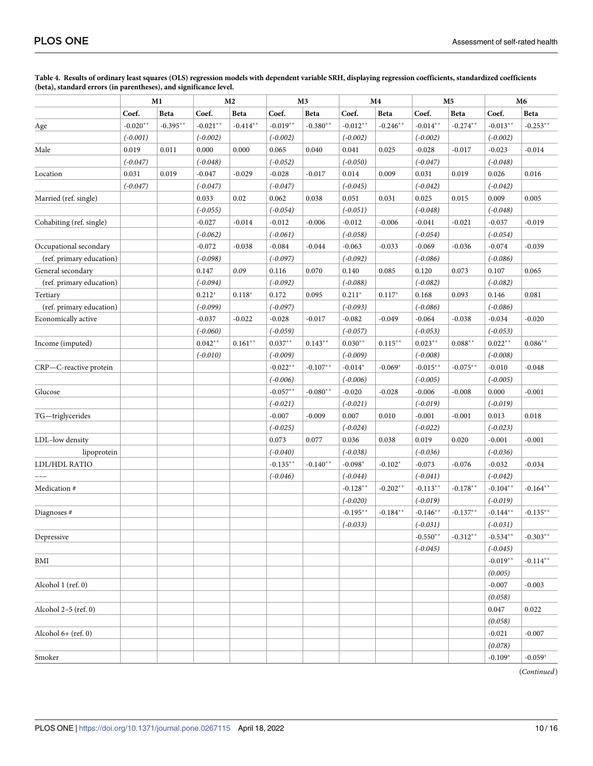**Table 4. Results of ordinary least squares (OLS) regression models with dependent variable SRH, displaying regression coefficients, standardized coefficients (beta), standard errors (in parentheses), and significance level.**

| | M1 | | M2 | | M3 | | M4 | | M5 | | M6 | |
|---|---|---|---|---|---|---|---|---|---|---|---|---|
| | Coef. | Beta | Coef. | Beta | Coef. | Beta | Coef. | Beta | Coef. | Beta | Coef. | Beta |
| Age | -0.020** | -0.395** | -0.021** | -0.414** | -0.019** | -0.380** | -0.012** | -0.246** | -0.014** | -0.274** | -0.013** | -0.253** |
| | *(-0.001)* | | *(-0.002)* | | *(-0.002)* | | *(-0.002)* | | *(-0.002)* | | *(-0.002)* | |
| Male | 0.019 | 0.011 | 0.000 | 0.000 | 0.065 | 0.040 | 0.041 | 0.025 | -0.028 | -0.017 | -0.023 | -0.014 |
| | *(-0.047)* | | *(-0.048)* | | *(-0.052)* | | *(-0.050)* | | *(-0.047)* | | *(-0.048)* | |
| Location | 0.031 | 0.019 | -0.047 | -0.029 | -0.028 | -0.017 | 0.014 | 0.009 | 0.031 | 0.019 | 0.026 | 0.016 |
| | *(-0.047)* | | *(-0.047)* | | *(-0.047)* | | *(-0.045)* | | *(-0.042)* | | *(-0.042)* | |
| Married (ref. single) | | | 0.033 | 0.02 | 0.062 | 0.038 | 0.051 | 0.031 | 0.025 | 0.015 | 0.009 | 0.005 |
| | | | *(-0.055)* | | *(-0.054)* | | *(-0.051)* | | *(-0.048)* | | *(-0.048)* | |
| Cohabiting (ref. single) | | | -0.027 | -0.014 | -0.012 | -0.006 | -0.012 | -0.006 | -0.041 | -0.021 | -0.037 | -0.019 |
| | | | *(-0.062)* | | *(-0.061)* | | *(-0.058)* | | *(-0.054)* | | *(-0.054)* | |
| Occupational secondary (ref. primary education) | | | -0.072 | -0.038 | -0.084 | -0.044 | -0.063 | -0.033 | -0.069 | -0.036 | -0.074 | -0.039 |
| | | | *(-0.098)* | | *(-0.097)* | | *(-0.092)* | | *(-0.086)* | | *(-0.086)* | |
| General secondary (ref. primary education) | | | 0.147 | *0.09* | 0.116 | 0.070 | 0.140 | 0.085 | 0.120 | 0.073 | 0.107 | 0.065 |
| | | | *(-0.094)* | | *(-0.092)* | | *(-0.088)* | | *(-0.082)* | | *(-0.082)* | |
| Tertiary (ref. primary education) | | | 0.212* | 0.118* | 0.172 | 0.095 | 0.211* | 0.117* | 0.168 | 0.093 | 0.146 | 0.081 |
| | | | *(-0.099)* | | *(-0.097)* | | *(-0.093)* | | *(-0.086)* | | *(-0.086)* | |
| Economically active | | | -0.037 | -0.022 | -0.028 | -0.017 | -0.082 | -0.049 | -0.064 | -0.038 | -0.034 | -0.020 |
| | | | *(-0.060)* | | *(-0.059)* | | *(-0.057)* | | *(-0.053)* | | *(-0.053)* | |
| Income (imputed) | | | 0.042** | 0.161** | 0.037** | 0.143** | 0.030** | 0.115** | 0.023** | 0.088** | 0.022** | 0.086** |
| | | | *(-0.010)* | | *(-0.009)* | | *(-0.009)* | | *(-0.008)* | | *(-0.008)* | |
| CRP—C-reactive protein | | | | | -0.022** | -0.107** | -0.014* | -0.069* | -0.015** | -0.075** | -0.010 | -0.048 |
| | | | | | *(-0.006)* | | *(-0.006)* | | *(-0.005)* | | *(-0.005)* | |
| Glucose | | | | | -0.057** | -0.080** | -0.020 | -0.028 | -0.006 | -0.008 | 0.000 | -0.001 |
| | | | | | *(-0.021)* | | *(-0.021)* | | *(-0.019)* | | *(-0.019)* | |
| TG—triglycerides | | | | | -0.007 | -0.009 | 0.007 | 0.010 | -0.001 | -0.001 | 0.013 | 0.018 |
| | | | | | *(-0.025)* | | *(-0.024)* | | *(-0.022)* | | *(-0.023)* | |
| LDL–low density lipoprotein | | | | | 0.073 | 0.077 | 0.036 | 0.038 | 0.019 | 0.020 | -0.001 | -0.001 |
| | | | | | *(-0.040)* | | *(-0.038)* | | *(-0.036)* | | *(-0.036)* | |
| LDL/HDL RATIO | | | | | -0.135** | -0.140** | -0.098* | -0.102* | -0.073 | -0.076 | -0.032 | -0.034 |
| --- | | | | | *(-0.046)* | | *(-0.044)* | | *(-0.041)* | | *(-0.042)* | |
| Medication # | | | | | | | -0.128** | -0.202** | -0.113** | -0.178** | -0.104** | -0.164** |
| | | | | | | | *(-0.020)* | | *(-0.019)* | | *(-0.019)* | |
| Diagnoses # | | | | | | | -0.195** | -0.184** | -0.146** | -0.137** | -0.144** | -0.135** |
| | | | | | | | *(-0.033)* | | *(-0.031)* | | *(-0.031)* | |
| Depressive | | | | | | | | | -0.550** | -0.312** | -0.534** | -0.303** |
| | | | | | | | | | *(-0.045)* | | *(-0.045)* | |
| BMI | | | | | | | | | | | -0.019** | -0.114** |
| | | | | | | | | | | | *(0.005)* | |
| Alcohol 1 (ref. 0) | | | | | | | | | | | -0.007 | -0.003 |
| | | | | | | | | | | | *(0.058)* | |
| Alcohol 2–5 (ref. 0) | | | | | | | | | | | 0.047 | 0.022 |
| | | | | | | | | | | | *(0.058)* | |
| Alcohol 6+ (ref. 0) | | | | | | | | | | | -0.021 | -0.007 |
| | | | | | | | | | | | *(0.078)* | |
| Smoker | | | | | | | | | | | -0.109* | -0.059* |

(*Continued*)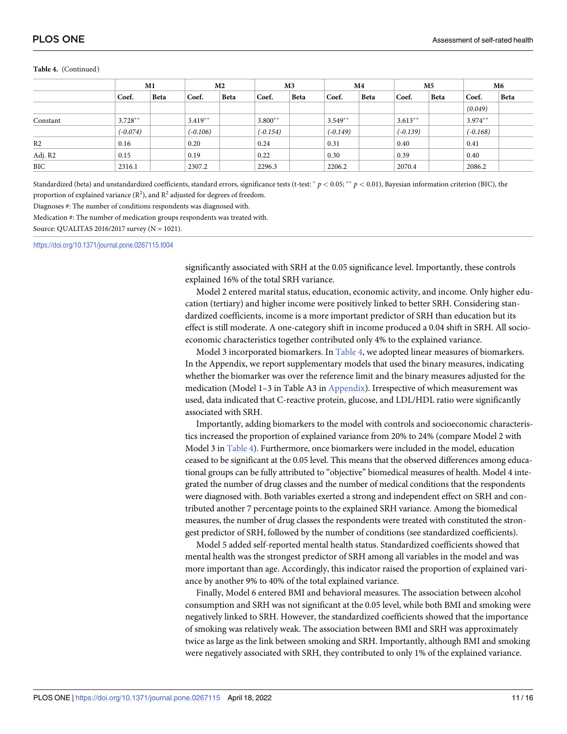**Table 4.** (Continued)

| | M1 | | M2 | | M3 | | M4 | | M5 | | M6 | |
|---|---|---|---|---|---|---|---|---|---|---|---|---|
| | Coef. | Beta | Coef. | Beta | Coef. | Beta | Coef. | Beta | Coef. | Beta | Coef. | Beta |
| | | | | | | | | | | | *(0.049)* | |
| Constant | 3.728** | | 3.419** | | 3.800** | | 3.549** | | 3.613** | | 3.974** | |
| | *(-0.074)* | | *(-0.106)* | | *(-0.154)* | | *(-0.149)* | | *(-0.139)* | | *(-0.168)* | |
| R2 | 0.16 | | 0.20 | | 0.24 | | 0.31 | | 0.40 | | 0.41 | |
| Adj. R2 | 0.15 | | 0.19 | | 0.22 | | 0.30 | | 0.39 | | 0.40 | |
| BIC | 2316.1 | | 2307.2 | | 2296.3 | | 2206.2 | | 2070.4 | | 2086.2 | |

Standardized (beta) and unstandardized coefficients, standard errors, significance tests (t-test: * $p < 0.05$; ** $p < 0.01$), Bayesian information criterion (BIC), the proportion of explained variance ($R^2$), and $R^2$ adjusted for degrees of freedom.

Diagnoses #: The number of conditions respondents was diagnosed with.

Medication #: The number of medication groups respondents was treated with.

Source: QUALITAS 2016/2017 survey (N = 1021).

https://doi.org/10.1371/journal.pone.0267115.t004

significantly associated with SRH at the 0.05 significance level. Importantly, these controls explained 16% of the total SRH variance.

Model 2 entered marital status, education, economic activity, and income. Only higher education (tertiary) and higher income were positively linked to better SRH. Considering standardized coefficients, income is a more important predictor of SRH than education but its effect is still moderate. A one-category shift in income produced a 0.04 shift in SRH. All socioeconomic characteristics together contributed only 4% to the explained variance.

Model 3 incorporated biomarkers. In Table 4, we adopted linear measures of biomarkers. In the Appendix, we report supplementary models that used the binary measures, indicating whether the biomarker was over the reference limit and the binary measures adjusted for the medication (Model 1–3 in Table A3 in Appendix). Irrespective of which measurement was used, data indicated that C-reactive protein, glucose, and LDL/HDL ratio were significantly associated with SRH.

Importantly, adding biomarkers to the model with controls and socioeconomic characteristics increased the proportion of explained variance from 20% to 24% (compare Model 2 with Model 3 in Table 4). Furthermore, once biomarkers were included in the model, education ceased to be significant at the 0.05 level. This means that the observed differences among educational groups can be fully attributed to "objective" biomedical measures of health. Model 4 integrated the number of drug classes and the number of medical conditions that the respondents were diagnosed with. Both variables exerted a strong and independent effect on SRH and contributed another 7 percentage points to the explained SRH variance. Among the biomedical measures, the number of drug classes the respondents were treated with constituted the strongest predictor of SRH, followed by the number of conditions (see standardized coefficients).

Model 5 added self-reported mental health status. Standardized coefficients showed that mental health was the strongest predictor of SRH among all variables in the model and was more important than age. Accordingly, this indicator raised the proportion of explained variance by another 9% to 40% of the total explained variance.

Finally, Model 6 entered BMI and behavioral measures. The association between alcohol consumption and SRH was not significant at the 0.05 level, while both BMI and smoking were negatively linked to SRH. However, the standardized coefficients showed that the importance of smoking was relatively weak. The association between BMI and SRH was approximately twice as large as the link between smoking and SRH. Importantly, although BMI and smoking were negatively associated with SRH, they contributed to only 1% of the explained variance.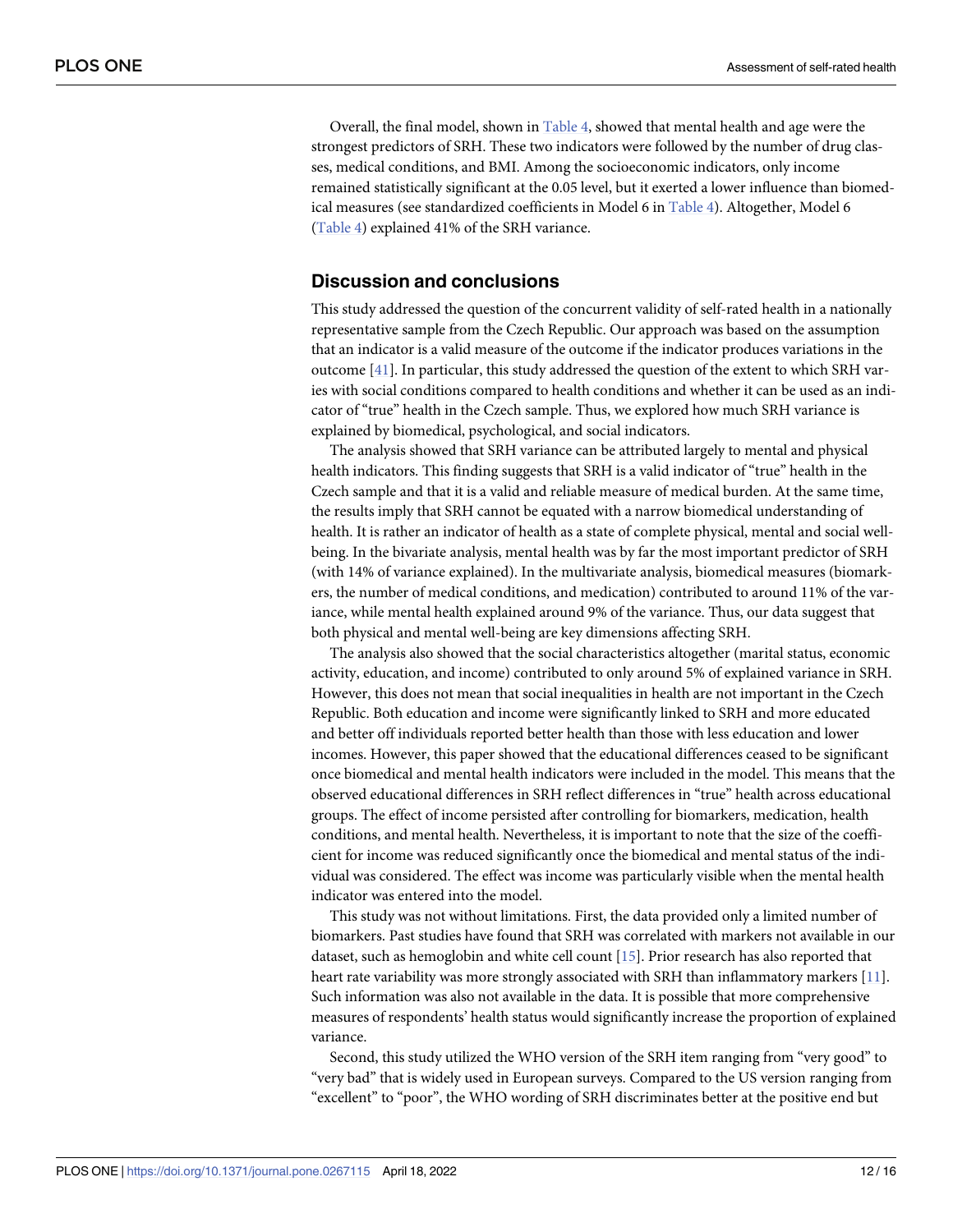Overall, the final model, shown in Table 4, showed that mental health and age were the strongest predictors of SRH. These two indicators were followed by the number of drug classes, medical conditions, and BMI. Among the socioeconomic indicators, only income remained statistically significant at the 0.05 level, but it exerted a lower influence than biomedical measures (see standardized coefficients in Model 6 in Table 4). Altogether, Model 6 (Table 4) explained 41% of the SRH variance.

## Discussion and conclusions

This study addressed the question of the concurrent validity of self-rated health in a nationally representative sample from the Czech Republic. Our approach was based on the assumption that an indicator is a valid measure of the outcome if the indicator produces variations in the outcome [41]. In particular, this study addressed the question of the extent to which SRH varies with social conditions compared to health conditions and whether it can be used as an indicator of "true" health in the Czech sample. Thus, we explored how much SRH variance is explained by biomedical, psychological, and social indicators.

The analysis showed that SRH variance can be attributed largely to mental and physical health indicators. This finding suggests that SRH is a valid indicator of "true" health in the Czech sample and that it is a valid and reliable measure of medical burden. At the same time, the results imply that SRH cannot be equated with a narrow biomedical understanding of health. It is rather an indicator of health as a state of complete physical, mental and social well-being. In the bivariate analysis, mental health was by far the most important predictor of SRH (with 14% of variance explained). In the multivariate analysis, biomedical measures (biomarkers, the number of medical conditions, and medication) contributed to around 11% of the variance, while mental health explained around 9% of the variance. Thus, our data suggest that both physical and mental well-being are key dimensions affecting SRH.

The analysis also showed that the social characteristics altogether (marital status, economic activity, education, and income) contributed to only around 5% of explained variance in SRH. However, this does not mean that social inequalities in health are not important in the Czech Republic. Both education and income were significantly linked to SRH and more educated and better off individuals reported better health than those with less education and lower incomes. However, this paper showed that the educational differences ceased to be significant once biomedical and mental health indicators were included in the model. This means that the observed educational differences in SRH reflect differences in "true" health across educational groups. The effect of income persisted after controlling for biomarkers, medication, health conditions, and mental health. Nevertheless, it is important to note that the size of the coefficient for income was reduced significantly once the biomedical and mental status of the individual was considered. The effect was income was particularly visible when the mental health indicator was entered into the model.

This study was not without limitations. First, the data provided only a limited number of biomarkers. Past studies have found that SRH was correlated with markers not available in our dataset, such as hemoglobin and white cell count [15]. Prior research has also reported that heart rate variability was more strongly associated with SRH than inflammatory markers [11]. Such information was also not available in the data. It is possible that more comprehensive measures of respondents' health status would significantly increase the proportion of explained variance.

Second, this study utilized the WHO version of the SRH item ranging from "very good" to "very bad" that is widely used in European surveys. Compared to the US version ranging from "excellent" to "poor", the WHO wording of SRH discriminates better at the positive end but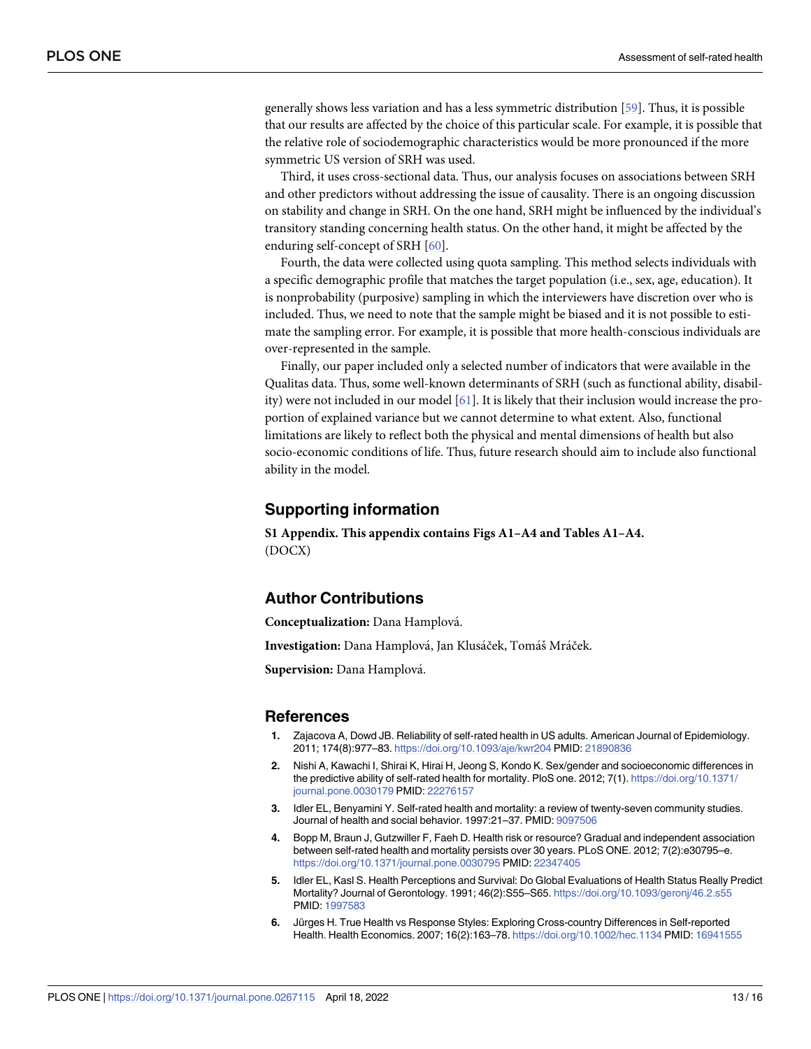generally shows less variation and has a less symmetric distribution [59]. Thus, it is possible that our results are affected by the choice of this particular scale. For example, it is possible that the relative role of sociodemographic characteristics would be more pronounced if the more symmetric US version of SRH was used.

Third, it uses cross-sectional data. Thus, our analysis focuses on associations between SRH and other predictors without addressing the issue of causality. There is an ongoing discussion on stability and change in SRH. On the one hand, SRH might be influenced by the individual's transitory standing concerning health status. On the other hand, it might be affected by the enduring self-concept of SRH [60].

Fourth, the data were collected using quota sampling. This method selects individuals with a specific demographic profile that matches the target population (i.e., sex, age, education). It is nonprobability (purposive) sampling in which the interviewers have discretion over who is included. Thus, we need to note that the sample might be biased and it is not possible to estimate the sampling error. For example, it is possible that more health-conscious individuals are over-represented in the sample.

Finally, our paper included only a selected number of indicators that were available in the Qualitas data. Thus, some well-known determinants of SRH (such as functional ability, disability) were not included in our model [61]. It is likely that their inclusion would increase the proportion of explained variance but we cannot determine to what extent. Also, functional limitations are likely to reflect both the physical and mental dimensions of health but also socio-economic conditions of life. Thus, future research should aim to include also functional ability in the model.

## Supporting information

**S1 Appendix. This appendix contains Figs A1–A4 and Tables A1–A4.**
(DOCX)

## Author Contributions

**Conceptualization:** Dana Hamplová.

**Investigation:** Dana Hamplová, Jan Klusáček, Tomáš Mráček.

**Supervision:** Dana Hamplová.

## References

1. Zajacova A, Dowd JB. Reliability of self-rated health in US adults. American Journal of Epidemiology. 2011; 174(8):977–83. https://doi.org/10.1093/aje/kwr204 PMID: 21890836
2. Nishi A, Kawachi I, Shirai K, Hirai H, Jeong S, Kondo K. Sex/gender and socioeconomic differences in the predictive ability of self-rated health for mortality. PloS one. 2012; 7(1). https://doi.org/10.1371/journal.pone.0030179 PMID: 22276157
3. Idler EL, Benyamini Y. Self-rated health and mortality: a review of twenty-seven community studies. Journal of health and social behavior. 1997:21–37. PMID: 9097506
4. Bopp M, Braun J, Gutzwiller F, Faeh D. Health risk or resource? Gradual and independent association between self-rated health and mortality persists over 30 years. PLoS ONE. 2012; 7(2):e30795–e. https://doi.org/10.1371/journal.pone.0030795 PMID: 22347405
5. Idler EL, Kasl S. Health Perceptions and Survival: Do Global Evaluations of Health Status Really Predict Mortality? Journal of Gerontology. 1991; 46(2):S55–S65. https://doi.org/10.1093/geronj/46.2.s55 PMID: 1997583
6. Jürges H. True Health vs Response Styles: Exploring Cross-country Differences in Self-reported Health. Health Economics. 2007; 16(2):163–78. https://doi.org/10.1002/hec.1134 PMID: 16941555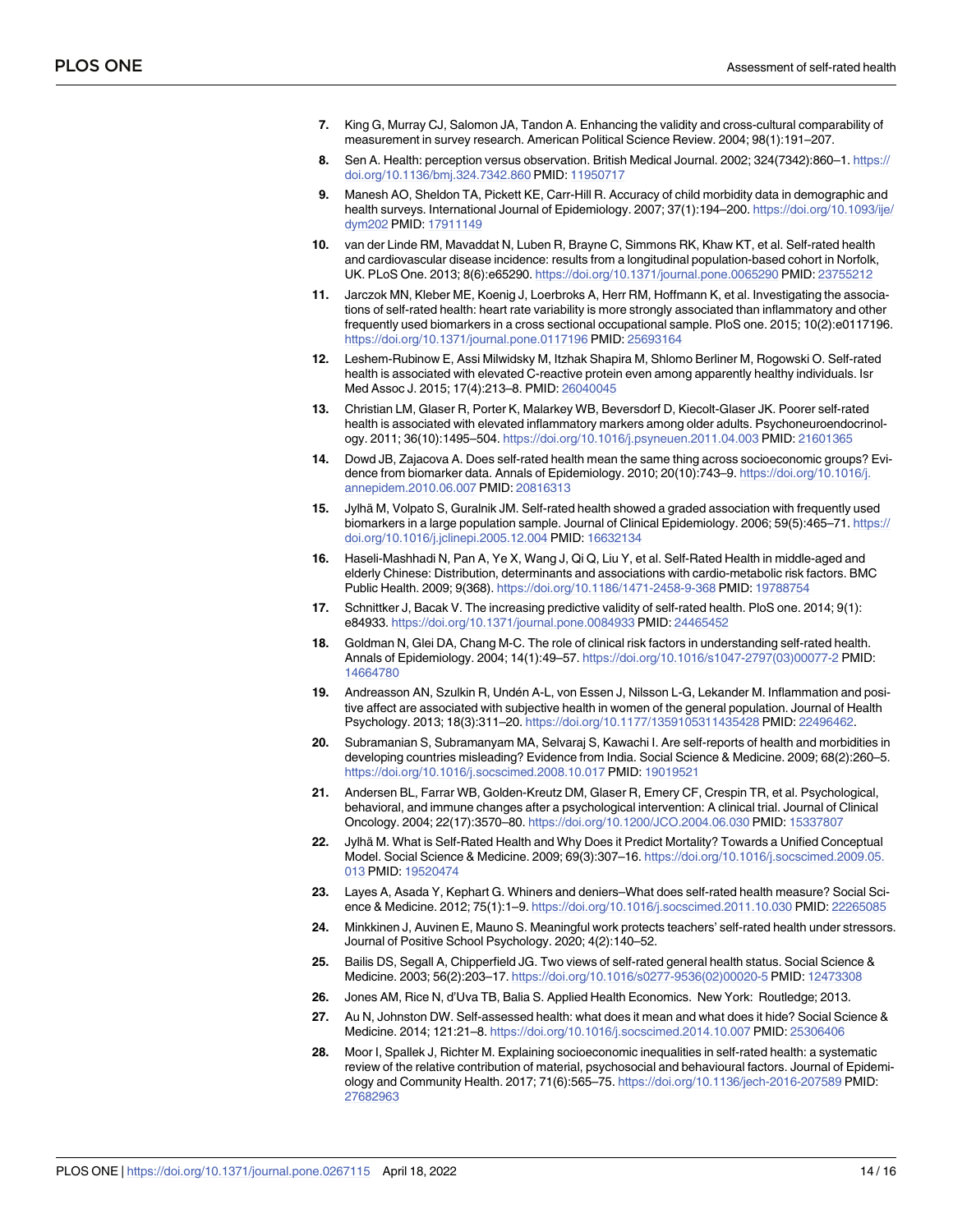7. King G, Murray CJ, Salomon JA, Tandon A. Enhancing the validity and cross-cultural comparability of measurement in survey research. American Political Science Review. 2004; 98(1):191–207.
8. Sen A. Health: perception versus observation. British Medical Journal. 2002; 324(7342):860–1. https://doi.org/10.1136/bmj.324.7342.860 PMID: 11950717
9. Manesh AO, Sheldon TA, Pickett KE, Carr-Hill R. Accuracy of child morbidity data in demographic and health surveys. International Journal of Epidemiology. 2007; 37(1):194–200. https://doi.org/10.1093/ije/dym202 PMID: 17911149
10. van der Linde RM, Mavaddat N, Luben R, Brayne C, Simmons RK, Khaw KT, et al. Self-rated health and cardiovascular disease incidence: results from a longitudinal population-based cohort in Norfolk, UK. PLoS One. 2013; 8(6):e65290. https://doi.org/10.1371/journal.pone.0065290 PMID: 23755212
11. Jarczok MN, Kleber ME, Koenig J, Loerbroks A, Herr RM, Hoffmann K, et al. Investigating the associations of self-rated health: heart rate variability is more strongly associated than inflammatory and other frequently used biomarkers in a cross sectional occupational sample. PloS one. 2015; 10(2):e0117196. https://doi.org/10.1371/journal.pone.0117196 PMID: 25693164
12. Leshem-Rubinow E, Assi Milwidsky M, Itzhak Shapira M, Shlomo Berliner M, Rogowski O. Self-rated health is associated with elevated C-reactive protein even among apparently healthy individuals. Isr Med Assoc J. 2015; 17(4):213–8. PMID: 26040045
13. Christian LM, Glaser R, Porter K, Malarkey WB, Beversdorf D, Kiecolt-Glaser JK. Poorer self-rated health is associated with elevated inflammatory markers among older adults. Psychoneuroendocrinology. 2011; 36(10):1495–504. https://doi.org/10.1016/j.psyneuen.2011.04.003 PMID: 21601365
14. Dowd JB, Zajacova A. Does self-rated health mean the same thing across socioeconomic groups? Evidence from biomarker data. Annals of Epidemiology. 2010; 20(10):743–9. https://doi.org/10.1016/j.annepidem.2010.06.007 PMID: 20816313
15. Jylhä M, Volpato S, Guralnik JM. Self-rated health showed a graded association with frequently used biomarkers in a large population sample. Journal of Clinical Epidemiology. 2006; 59(5):465–71. https://doi.org/10.1016/j.jclinepi.2005.12.004 PMID: 16632134
16. Haseli-Mashhadi N, Pan A, Ye X, Wang J, Qi Q, Liu Y, et al. Self-Rated Health in middle-aged and elderly Chinese: Distribution, determinants and associations with cardio-metabolic risk factors. BMC Public Health. 2009; 9(368). https://doi.org/10.1186/1471-2458-9-368 PMID: 19788754
17. Schnittker J, Bacak V. The increasing predictive validity of self-rated health. PloS one. 2014; 9(1): e84933. https://doi.org/10.1371/journal.pone.0084933 PMID: 24465452
18. Goldman N, Glei DA, Chang M-C. The role of clinical risk factors in understanding self-rated health. Annals of Epidemiology. 2004; 14(1):49–57. https://doi.org/10.1016/s1047-2797(03)00077-2 PMID: 14664780
19. Andreasson AN, Szulkin R, Undén A-L, von Essen J, Nilsson L-G, Lekander M. Inflammation and positive affect are associated with subjective health in women of the general population. Journal of Health Psychology. 2013; 18(3):311–20. https://doi.org/10.1177/1359105311435428 PMID: 22496462.
20. Subramanian S, Subramanyam MA, Selvaraj S, Kawachi I. Are self-reports of health and morbidities in developing countries misleading? Evidence from India. Social Science & Medicine. 2009; 68(2):260–5. https://doi.org/10.1016/j.socscimed.2008.10.017 PMID: 19019521
21. Andersen BL, Farrar WB, Golden-Kreutz DM, Glaser R, Emery CF, Crespin TR, et al. Psychological, behavioral, and immune changes after a psychological intervention: A clinical trial. Journal of Clinical Oncology. 2004; 22(17):3570–80. https://doi.org/10.1200/JCO.2004.06.030 PMID: 15337807
22. Jylhä M. What is Self-Rated Health and Why Does it Predict Mortality? Towards a Unified Conceptual Model. Social Science & Medicine. 2009; 69(3):307–16. https://doi.org/10.1016/j.socscimed.2009.05.013 PMID: 19520474
23. Layes A, Asada Y, Kephart G. Whiners and deniers–What does self-rated health measure? Social Science & Medicine. 2012; 75(1):1–9. https://doi.org/10.1016/j.socscimed.2011.10.030 PMID: 22265085
24. Minkkinen J, Auvinen E, Mauno S. Meaningful work protects teachers' self-rated health under stressors. Journal of Positive School Psychology. 2020; 4(2):140–52.
25. Bailis DS, Segall A, Chipperfield JG. Two views of self-rated general health status. Social Science & Medicine. 2003; 56(2):203–17. https://doi.org/10.1016/s0277-9536(02)00020-5 PMID: 12473308
26. Jones AM, Rice N, d'Uva TB, Balia S. Applied Health Economics. New York: Routledge; 2013.
27. Au N, Johnston DW. Self-assessed health: what does it mean and what does it hide? Social Science & Medicine. 2014; 121:21–8. https://doi.org/10.1016/j.socscimed.2014.10.007 PMID: 25306406
28. Moor I, Spallek J, Richter M. Explaining socioeconomic inequalities in self-rated health: a systematic review of the relative contribution of material, psychosocial and behavioural factors. Journal of Epidemiology and Community Health. 2017; 71(6):565–75. https://doi.org/10.1136/jech-2016-207589 PMID: 27682963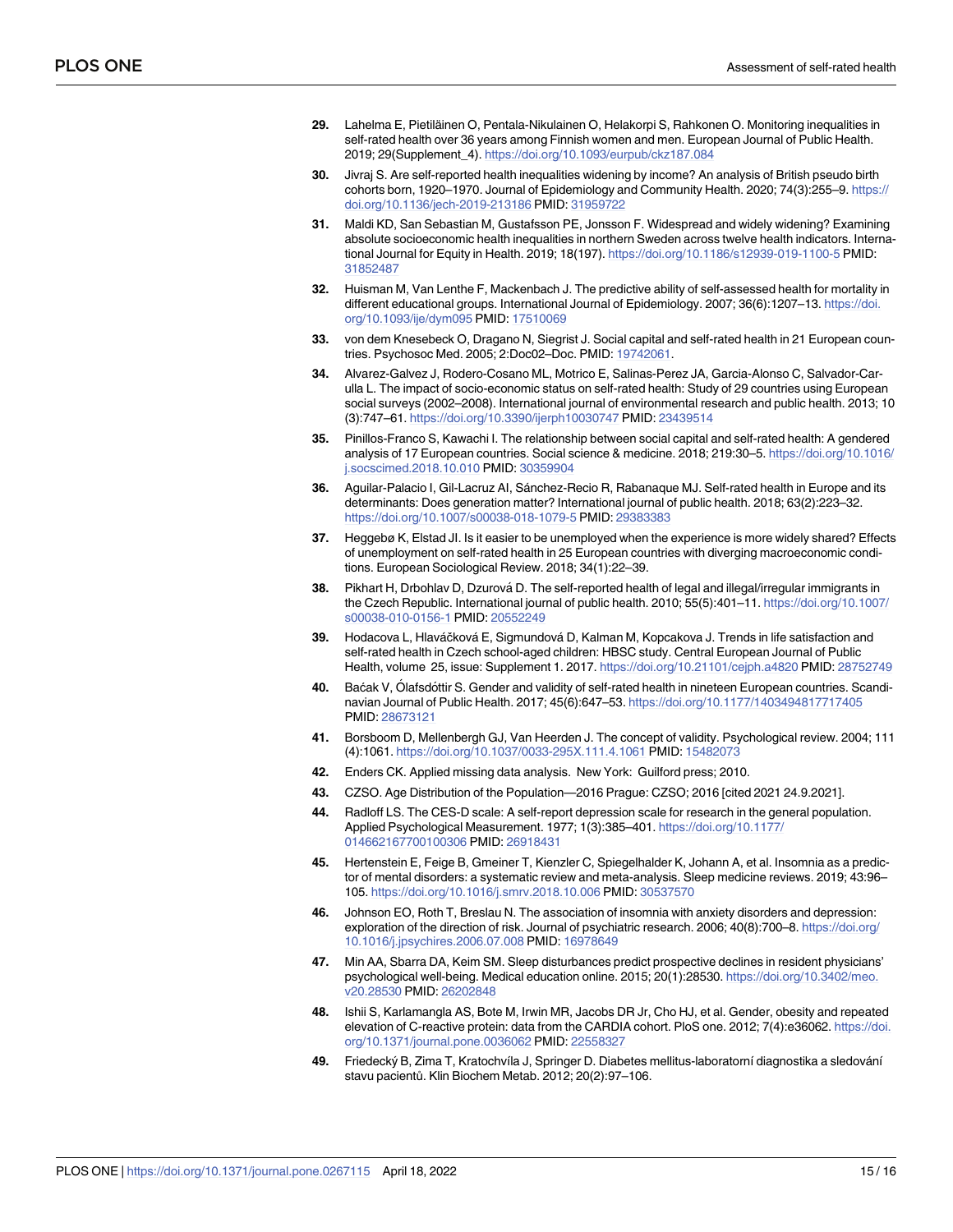29. Lahelma E, Pietiläinen O, Pentala-Nikulainen O, Helakorpi S, Rahkonen O. Monitoring inequalities in self-rated health over 36 years among Finnish women and men. European Journal of Public Health. 2019; 29(Supplement_4). https://doi.org/10.1093/eurpub/ckz187.084

30. Jivraj S. Are self-reported health inequalities widening by income? An analysis of British pseudo birth cohorts born, 1920–1970. Journal of Epidemiology and Community Health. 2020; 74(3):255–9. https://doi.org/10.1136/jech-2019-213186 PMID: 31959722

31. Maldi KD, San Sebastian M, Gustafsson PE, Jonsson F. Widespread and widely widening? Examining absolute socioeconomic health inequalities in northern Sweden across twelve health indicators. International Journal for Equity in Health. 2019; 18(197). https://doi.org/10.1186/s12939-019-1100-5 PMID: 31852487

32. Huisman M, Van Lenthe F, Mackenbach J. The predictive ability of self-assessed health for mortality in different educational groups. International Journal of Epidemiology. 2007; 36(6):1207–13. https://doi.org/10.1093/ije/dym095 PMID: 17510069

33. von dem Knesebeck O, Dragano N, Siegrist J. Social capital and self-rated health in 21 European countries. Psychosoc Med. 2005; 2:Doc02–Doc. PMID: 19742061.

34. Alvarez-Galvez J, Rodero-Cosano ML, Motrico E, Salinas-Perez JA, Garcia-Alonso C, Salvador-Carulla L. The impact of socio-economic status on self-rated health: Study of 29 countries using European social surveys (2002–2008). International journal of environmental research and public health. 2013; 10(3):747–61. https://doi.org/10.3390/ijerph10030747 PMID: 23439514

35. Pinillos-Franco S, Kawachi I. The relationship between social capital and self-rated health: A gendered analysis of 17 European countries. Social science & medicine. 2018; 219:30–5. https://doi.org/10.1016/j.socscimed.2018.10.010 PMID: 30359904

36. Aguilar-Palacio I, Gil-Lacruz AI, Sánchez-Recio R, Rabanaque MJ. Self-rated health in Europe and its determinants: Does generation matter? International journal of public health. 2018; 63(2):223–32. https://doi.org/10.1007/s00038-018-1079-5 PMID: 29383383

37. Heggebø K, Elstad JI. Is it easier to be unemployed when the experience is more widely shared? Effects of unemployment on self-rated health in 25 European countries with diverging macroeconomic conditions. European Sociological Review. 2018; 34(1):22–39.

38. Pikhart H, Drbohlav D, Dzurová D. The self-reported health of legal and illegal/irregular immigrants in the Czech Republic. International journal of public health. 2010; 55(5):401–11. https://doi.org/10.1007/s00038-010-0156-1 PMID: 20552249

39. Hodacova L, Hlaváčková E, Sigmundová D, Kalman M, Kopcakova J. Trends in life satisfaction and self-rated health in Czech school-aged children: HBSC study. Central European Journal of Public Health, volume 25, issue: Supplement 1. 2017. https://doi.org/10.21101/cejph.a4820 PMID: 28752749

40. Baćak V, Ólafsdóttir S. Gender and validity of self-rated health in nineteen European countries. Scandinavian Journal of Public Health. 2017; 45(6):647–53. https://doi.org/10.1177/1403494817717405 PMID: 28673121

41. Borsboom D, Mellenbergh GJ, Van Heerden J. The concept of validity. Psychological review. 2004; 111(4):1061. https://doi.org/10.1037/0033-295X.111.4.1061 PMID: 15482073

42. Enders CK. Applied missing data analysis. New York: Guilford press; 2010.

43. CZSO. Age Distribution of the Population—2016 Prague: CZSO; 2016 [cited 2021 24.9.2021].

44. Radloff LS. The CES-D scale: A self-report depression scale for research in the general population. Applied Psychological Measurement. 1977; 1(3):385–401. https://doi.org/10.1177/014662167700100306 PMID: 26918431

45. Hertenstein E, Feige B, Gmeiner T, Kienzler C, Spiegelhalder K, Johann A, et al. Insomnia as a predictor of mental disorders: a systematic review and meta-analysis. Sleep medicine reviews. 2019; 43:96–105. https://doi.org/10.1016/j.smrv.2018.10.006 PMID: 30537570

46. Johnson EO, Roth T, Breslau N. The association of insomnia with anxiety disorders and depression: exploration of the direction of risk. Journal of psychiatric research. 2006; 40(8):700–8. https://doi.org/10.1016/j.jpsychires.2006.07.008 PMID: 16978649

47. Min AA, Sbarra DA, Keim SM. Sleep disturbances predict prospective declines in resident physicians' psychological well-being. Medical education online. 2015; 20(1):28530. https://doi.org/10.3402/meo.v20.28530 PMID: 26202848

48. Ishii S, Karlamangla AS, Bote M, Irwin MR, Jacobs DR Jr, Cho HJ, et al. Gender, obesity and repeated elevation of C-reactive protein: data from the CARDIA cohort. PloS one. 2012; 7(4):e36062. https://doi.org/10.1371/journal.pone.0036062 PMID: 22558327

49. Friedecký B, Zima T, Kratochvíla J, Springer D. Diabetes mellitus-laboratorní diagnostika a sledování stavu pacientů. Klin Biochem Metab. 2012; 20(2):97–106.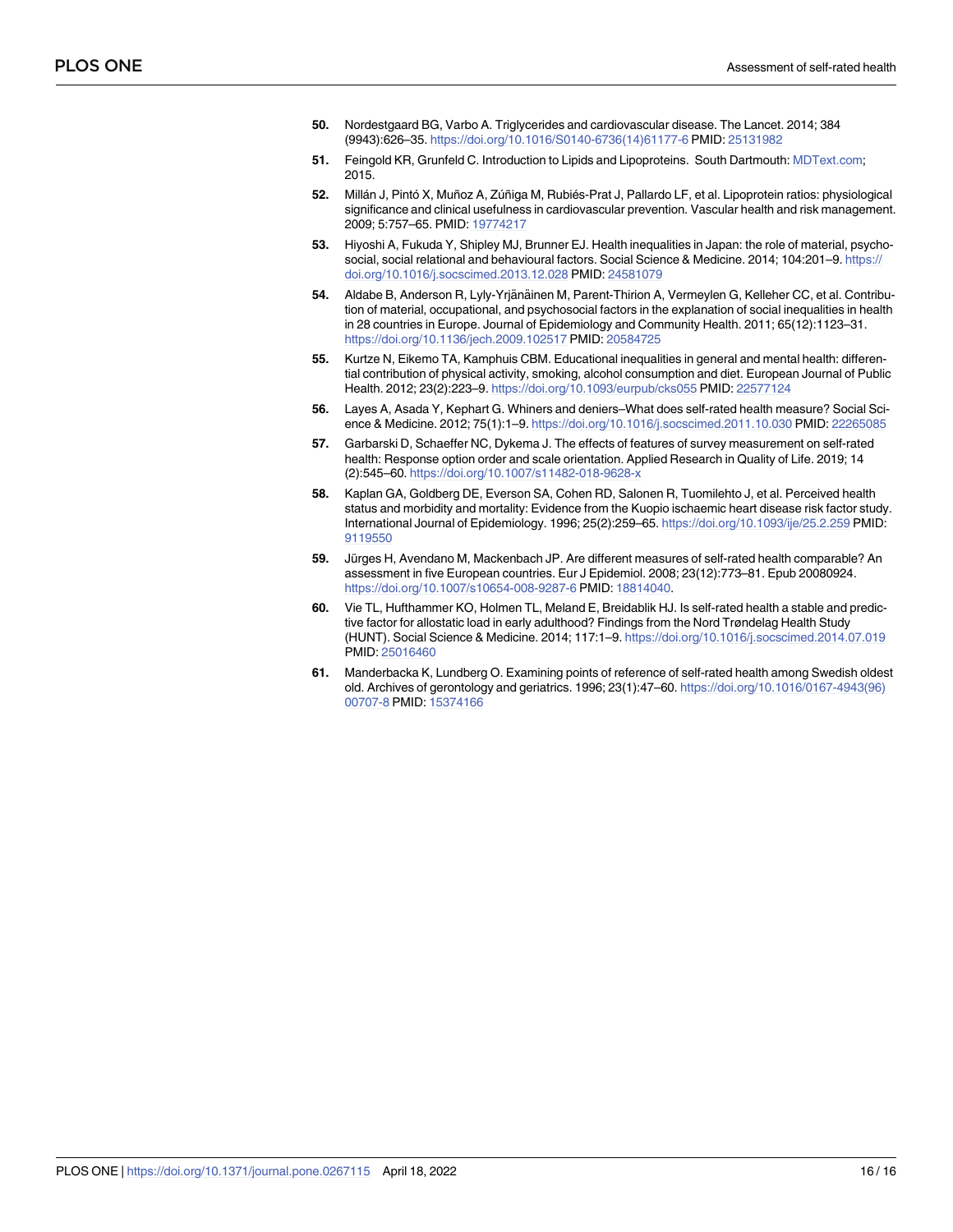50. Nordestgaard BG, Varbo A. Triglycerides and cardiovascular disease. The Lancet. 2014; 384 (9943):626–35. https://doi.org/10.1016/S0140-6736(14)61177-6 PMID: 25131982
51. Feingold KR, Grunfeld C. Introduction to Lipids and Lipoproteins. South Dartmouth: MDText.com; 2015.
52. Millán J, Pintó X, Muñoz A, Zúñiga M, Rubiés-Prat J, Pallardo LF, et al. Lipoprotein ratios: physiological significance and clinical usefulness in cardiovascular prevention. Vascular health and risk management. 2009; 5:757–65. PMID: 19774217
53. Hiyoshi A, Fukuda Y, Shipley MJ, Brunner EJ. Health inequalities in Japan: the role of material, psychosocial, social relational and behavioural factors. Social Science & Medicine. 2014; 104:201–9. https://doi.org/10.1016/j.socscimed.2013.12.028 PMID: 24581079
54. Aldabe B, Anderson R, Lyly-Yrjänäinen M, Parent-Thirion A, Vermeylen G, Kelleher CC, et al. Contribution of material, occupational, and psychosocial factors in the explanation of social inequalities in health in 28 countries in Europe. Journal of Epidemiology and Community Health. 2011; 65(12):1123–31. https://doi.org/10.1136/jech.2009.102517 PMID: 20584725
55. Kurtze N, Eikemo TA, Kamphuis CBM. Educational inequalities in general and mental health: differential contribution of physical activity, smoking, alcohol consumption and diet. European Journal of Public Health. 2012; 23(2):223–9. https://doi.org/10.1093/eurpub/cks055 PMID: 22577124
56. Layes A, Asada Y, Kephart G. Whiners and deniers–What does self-rated health measure? Social Science & Medicine. 2012; 75(1):1–9. https://doi.org/10.1016/j.socscimed.2011.10.030 PMID: 22265085
57. Garbarski D, Schaeffer NC, Dykema J. The effects of features of survey measurement on self-rated health: Response option order and scale orientation. Applied Research in Quality of Life. 2019; 14 (2):545–60. https://doi.org/10.1007/s11482-018-9628-x
58. Kaplan GA, Goldberg DE, Everson SA, Cohen RD, Salonen R, Tuomilehto J, et al. Perceived health status and morbidity and mortality: Evidence from the Kuopio ischaemic heart disease risk factor study. International Journal of Epidemiology. 1996; 25(2):259–65. https://doi.org/10.1093/ije/25.2.259 PMID: 9119550
59. Jürges H, Avendano M, Mackenbach JP. Are different measures of self-rated health comparable? An assessment in five European countries. Eur J Epidemiol. 2008; 23(12):773–81. Epub 20080924. https://doi.org/10.1007/s10654-008-9287-6 PMID: 18814040.
60. Vie TL, Hufthammer KO, Holmen TL, Meland E, Breidablik HJ. Is self-rated health a stable and predictive factor for allostatic load in early adulthood? Findings from the Nord Trøndelag Health Study (HUNT). Social Science & Medicine. 2014; 117:1–9. https://doi.org/10.1016/j.socscimed.2014.07.019 PMID: 25016460
61. Manderbacka K, Lundberg O. Examining points of reference of self-rated health among Swedish oldest old. Archives of gerontology and geriatrics. 1996; 23(1):47–60. https://doi.org/10.1016/0167-4943(96)00707-8 PMID: 15374166